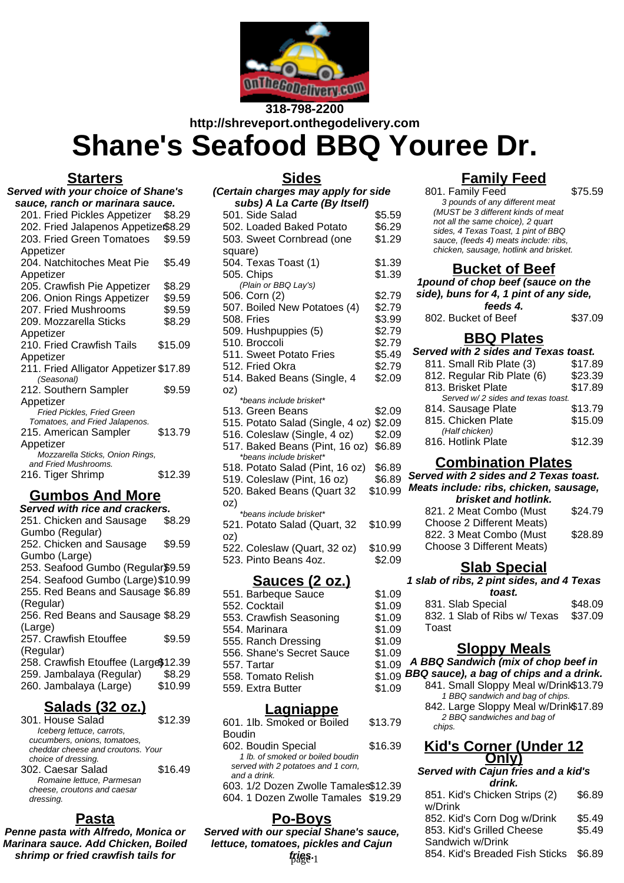318-798-2200

http://shreveport.onthegodelivery.com

# Shane's Seafood BBQ Youree Dr.

## Starters

**Served with your choice of Shane's sauce, ranch or marinara sauce.**

| Item | Price |
|---|---|
| 201. Fried Pickles Appetizer | $8.29 |
| 202. Fried Jalapenos Appetizer | $8.29 |
| 203. Fried Green Tomatoes Appetizer | $9.59 |
| 204. Natchitoches Meat Pie Appetizer | $5.49 |
| 205. Crawfish Pie Appetizer | $8.29 |
| 206. Onion Rings Appetizer | $9.59 |
| 207. Fried Mushrooms | $9.59 |
| 209. Mozzarella Sticks Appetizer | $8.29 |
| 210. Fried Crawfish Tails Appetizer | $15.09 |
| 211. Fried Alligator Appetizer *(Seasonal)* | $17.89 |
| 212. Southern Sampler Appetizer *Fried Pickles, Fried Green Tomatoes, and Fried Jalapenos.* | $9.59 |
| 215. American Sampler Appetizer *Mozzarella Sticks, Onion Rings, and Fried Mushrooms.* | $13.79 |
| 216. Tiger Shrimp | $12.39 |

## Gumbos And More

**Served with rice and crackers.**

| Item | Price |
|---|---|
| 251. Chicken and Sausage Gumbo (Regular) | $8.29 |
| 252. Chicken and Sausage Gumbo (Large) | $9.59 |
| 253. Seafood Gumbo (Regular) | $9.59 |
| 254. Seafood Gumbo (Large) | $10.99 |
| 255. Red Beans and Sausage (Regular) | $6.89 |
| 256. Red Beans and Sausage (Large) | $8.29 |
| 257. Crawfish Etouffee (Regular) | $9.59 |
| 258. Crawfish Etouffee (Large) | $12.39 |
| 259. Jambalaya (Regular) | $8.29 |
| 260. Jambalaya (Large) | $10.99 |

## Salads (32 oz.)

| Item | Price |
|---|---|
| 301. House Salad *Iceberg lettuce, carrots, cucumbers, onions, tomatoes, cheddar cheese and croutons. Your choice of dressing.* | $12.39 |
| 302. Caesar Salad *Romaine lettuce, Parmesan cheese, croutons and caesar dressing.* | $16.49 |

## Pasta

**Penne pasta with Alfredo, Monica or Marinara sauce. Add Chicken, Boiled shrimp or fried crawfish tails for**

## Sides

**(Certain charges may apply for side subs) A La Carte (By Itself)**

| Item | Price |
|---|---|
| 501. Side Salad | $5.59 |
| 502. Loaded Baked Potato | $6.29 |
| 503. Sweet Cornbread (one square) | $1.29 |
| 504. Texas Toast (1) | $1.39 |
| 505. Chips *(Plain or BBQ Lay's)* | $1.39 |
| 506. Corn (2) | $2.79 |
| 507. Boiled New Potatoes (4) | $2.79 |
| 508. Fries | $3.99 |
| 509. Hushpuppies (5) | $2.79 |
| 510. Broccoli | $2.79 |
| 511. Sweet Potato Fries | $5.49 |
| 512. Fried Okra | $2.79 |
| 514. Baked Beans (Single, 4 oz) *\*beans include brisket\** | $2.09 |
| 513. Green Beans | $2.09 |
| 515. Potato Salad (Single, 4 oz) | $2.09 |
| 516. Coleslaw (Single, 4 oz) | $2.09 |
| 517. Baked Beans (Pint, 16 oz) *\*beans include brisket\** | $6.89 |
| 518. Potato Salad (Pint, 16 oz) | $6.89 |
| 519. Coleslaw (Pint, 16 oz) | $6.89 |
| 520. Baked Beans (Quart 32 oz) *\*beans include brisket\** | $10.99 |
| 521. Potato Salad (Quart, 32 oz) | $10.99 |
| 522. Coleslaw (Quart, 32 oz) | $10.99 |
| 523. Pinto Beans 4oz. | $2.09 |

## Sauces (2 oz.)

| Item | Price |
|---|---|
| 551. Barbeque Sauce | $1.09 |
| 552. Cocktail | $1.09 |
| 553. Crawfish Seasoning | $1.09 |
| 554. Marinara | $1.09 |
| 555. Ranch Dressing | $1.09 |
| 556. Shane's Secret Sauce | $1.09 |
| 557. Tartar | $1.09 |
| 558. Tomato Relish | $1.09 |
| 559. Extra Butter | $1.09 |

## Lagniappe

| Item | Price |
|---|---|
| 601. 1lb. Smoked or Boiled Boudin | $13.79 |
| 602. Boudin Special *1 lb. of smoked or boiled boudin served with 2 potatoes and 1 corn, and a drink.* | $16.39 |
| 603. 1/2 Dozen Zwolle Tamales | $12.39 |
| 604. 1 Dozen Zwolle Tamales | $19.29 |

## Po-Boys

**Served with our special Shane's sauce, lettuce, tomatoes, pickles and Cajun fries.**

## Family Feed

| Item | Price |
|---|---|
| 801. Family Feed *3 pounds of any different meat (MUST be 3 different kinds of meat not all the same choice), 2 quart sides, 4 Texas Toast, 1 pint of BBQ sauce, (feeds 4) meats include: ribs, chicken, sausage, hotlink and brisket.* | $75.59 |

## Bucket of Beef

**1pound of chop beef (sauce on the side), buns for 4, 1 pint of any side, feeds 4.**

| Item | Price |
|---|---|
| 802. Bucket of Beef | $37.09 |

## BBQ Plates

**Served with 2 sides and Texas toast.**

| Item | Price |
|---|---|
| 811. Small Rib Plate (3) | $17.89 |
| 812. Regular Rib Plate (6) | $23.39 |
| 813. Brisket Plate *Served w/ 2 sides and texas toast.* | $17.89 |
| 814. Sausage Plate | $13.79 |
| 815. Chicken Plate *(Half chicken)* | $15.09 |
| 816. Hotlink Plate | $12.39 |

## Combination Plates

**Served with 2 sides and 2 Texas toast. Meats include: ribs, chicken, sausage, brisket and hotlink.**

| Item | Price |
|---|---|
| 821. 2 Meat Combo (Must Choose 2 Different Meats) | $24.79 |
| 822. 3 Meat Combo (Must Choose 3 Different Meats) | $28.89 |

## Slab Special

**1 slab of ribs, 2 pint sides, and 4 Texas toast.**

| Item | Price |
|---|---|
| 831. Slab Special | $48.09 |
| 832. 1 Slab of Ribs w/ Texas Toast | $37.09 |

## Sloppy Meals

**A BBQ Sandwich (mix of chop beef in BBQ sauce), a bag of chips and a drink.**

| Item | Price |
|---|---|
| 841. Small Sloppy Meal w/Drink *1 BBQ sandwich and bag of chips.* | $13.79 |
| 842. Large Sloppy Meal w/Drink *2 BBQ sandwiches and bag of chips.* | $17.89 |

## Kid's Corner (Under 12 Only)

**Served with Cajun fries and a kid's drink.**

| Item | Price |
|---|---|
| 851. Kid's Chicken Strips (2) w/Drink | $6.89 |
| 852. Kid's Corn Dog w/Drink | $5.49 |
| 853. Kid's Grilled Cheese Sandwich w/Drink | $5.49 |
| 854. Kid's Breaded Fish Sticks | $6.89 |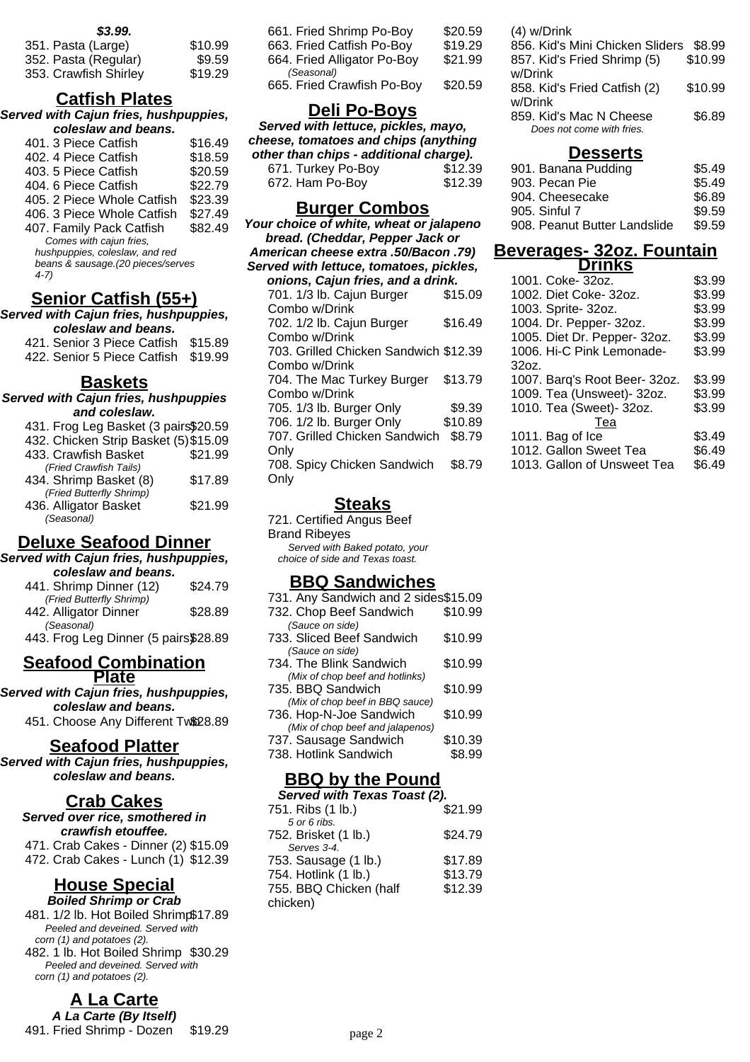**$3.99.**

- 351. Pasta (Large) $10.99
- 352. Pasta (Regular) $9.59
- 353. Crawfish Shirley $19.29

## Catfish Plates

***Served with Cajun fries, hushpuppies, coleslaw and beans.***

- 401. 3 Piece Catfish $16.49
- 402. 4 Piece Catfish $18.59
- 403. 5 Piece Catfish $20.59
- 404. 6 Piece Catfish $22.79
- 405. 2 Piece Whole Catfish $23.39
- 406. 3 Piece Whole Catfish $27.49
- 407. Family Pack Catfish $82.49
  *Comes with cajun fries, hushpuppies, coleslaw, and red beans & sausage.(20 pieces/serves 4-7)*

## Senior Catfish (55+)

***Served with Cajun fries, hushpuppies, coleslaw and beans.***

- 421. Senior 3 Piece Catfish $15.89
- 422. Senior 5 Piece Catfish $19.99

## Baskets

***Served with Cajun fries, hushpuppies and coleslaw.***

- 431. Frog Leg Basket (3 pairs) $20.59
- 432. Chicken Strip Basket (5) $15.09
- 433. Crawfish Basket $21.99
  *(Fried Crawfish Tails)*
- 434. Shrimp Basket (8) $17.89
  *(Fried Butterfly Shrimp)*
- 436. Alligator Basket $21.99
  *(Seasonal)*

## Deluxe Seafood Dinner

***Served with Cajun fries, hushpuppies, coleslaw and beans.***

- 441. Shrimp Dinner (12) $24.79
  *(Fried Butterfly Shrimp)*
- 442. Alligator Dinner $28.89
  *(Seasonal)*
- 443. Frog Leg Dinner (5 pairs) $28.89

## Seafood Combination Plate

***Served with Cajun fries, hushpuppies, coleslaw and beans.***

- 451. Choose Any Different Two $28.89

## Seafood Platter

***Served with Cajun fries, hushpuppies, coleslaw and beans.***

## Crab Cakes

***Served over rice, smothered in crawfish etouffee.***

- 471. Crab Cakes - Dinner (2) $15.09
- 472. Crab Cakes - Lunch (1) $12.39

## House Special

***Boiled Shrimp or Crab***

- 481. 1/2 lb. Hot Boiled Shrimp $17.89
  *Peeled and deveined. Served with corn (1) and potatoes (2).*
- 482. 1 lb. Hot Boiled Shrimp $30.29
  *Peeled and deveined. Served with corn (1) and potatoes (2).*

## A La Carte

***A La Carte (By Itself)***

- 491. Fried Shrimp - Dozen $19.29
- 661. Fried Shrimp Po-Boy $20.59
- 663. Fried Catfish Po-Boy $19.29
- 664. Fried Alligator Po-Boy $21.99
  *(Seasonal)*
- 665. Fried Crawfish Po-Boy $20.59

## Deli Po-Boys

***Served with lettuce, pickles, mayo, cheese, tomatoes and chips (anything other than chips - additional charge).***

- 671. Turkey Po-Boy $12.39
- 672. Ham Po-Boy $12.39

## Burger Combos

***Your choice of white, wheat or jalapeno bread. (Cheddar, Pepper Jack or American cheese extra .50/Bacon .79) Served with lettuce, tomatoes, pickles, onions, Cajun fries, and a drink.***

- 701. 1/3 lb. Cajun Burger Combo w/Drink $15.09
- 702. 1/2 lb. Cajun Burger Combo w/Drink $16.49
- 703. Grilled Chicken Sandwich Combo w/Drink $12.39
- 704. The Mac Turkey Burger Combo w/Drink $13.79
- 705. 1/3 lb. Burger Only $9.39
- 706. 1/2 lb. Burger Only $10.89
- 707. Grilled Chicken Sandwich Only $8.79
- 708. Spicy Chicken Sandwich Only $8.79

## Steaks

- 721. Certified Angus Beef Brand Ribeyes
  *Served with Baked potato, your choice of side and Texas toast.*

## BBQ Sandwiches

- 731. Any Sandwich and 2 sides $15.09
- 732. Chop Beef Sandwich $10.99
  *(Sauce on side)*
- 733. Sliced Beef Sandwich $10.99
  *(Sauce on side)*
- 734. The Blink Sandwich $10.99
  *(Mix of chop beef and hotlinks)*
- 735. BBQ Sandwich $10.99
  *(Mix of chop beef in BBQ sauce)*
- 736. Hop-N-Joe Sandwich $10.99
  *(Mix of chop beef and jalapenos)*
- 737. Sausage Sandwich $10.39
- 738. Hotlink Sandwich $8.99

## BBQ by the Pound

***Served with Texas Toast (2).***

- 751. Ribs (1 lb.) $21.99
  *5 or 6 ribs.*
- 752. Brisket (1 lb.) $24.79
  *Serves 3-4.*
- 753. Sausage (1 lb.) $17.89
- 754. Hotlink (1 lb.) $13.79
- 755. BBQ Chicken (half chicken) $12.39

(4) w/Drink

- 856. Kid's Mini Chicken Sliders $8.99
- 857. Kid's Fried Shrimp (5) w/Drink $10.99
- 858. Kid's Fried Catfish (2) w/Drink $10.99
- 859. Kid's Mac N Cheese $6.89
  *Does not come with fries.*

## Desserts

- 901. Banana Pudding $5.49
- 903. Pecan Pie $5.49
- 904. Cheesecake $6.89
- 905. Sinful 7 $9.59
- 908. Peanut Butter Landslide $9.59

## Beverages- 32oz. Fountain Drinks

- 1001. Coke- 32oz. $3.99
- 1002. Diet Coke- 32oz. $3.99
- 1003. Sprite- 32oz. $3.99
- 1004. Dr. Pepper- 32oz. $3.99
- 1005. Diet Dr. Pepper- 32oz. $3.99
- 1006. Hi-C Pink Lemonade- 32oz. $3.99
- 1007. Barq's Root Beer- 32oz. $3.99
- 1009. Tea (Unsweet)- 32oz. $3.99
- 1010. Tea (Sweet)- 32oz. $3.99

### Tea

- 1011. Bag of Ice $3.49
- 1012. Gallon Sweet Tea $6.49
- 1013. Gallon of Unsweet Tea $6.49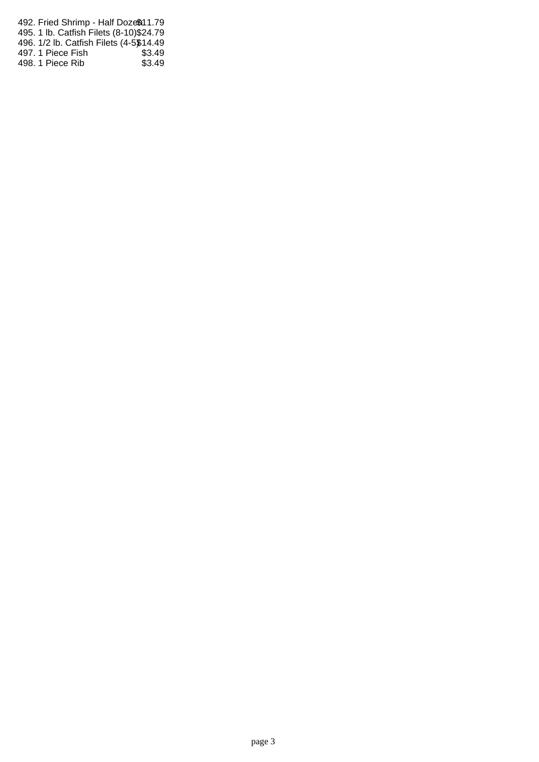| | |
|---|---|
| 492. Fried Shrimp - Half Dozen | $11.79 |
| 495. 1 lb. Catfish Filets (8-10) | $24.79 |
| 496. 1/2 lb. Catfish Filets (4-5) | $14.49 |
| 497. 1 Piece Fish | $3.49 |
| 498. 1 Piece Rib | $3.49 |